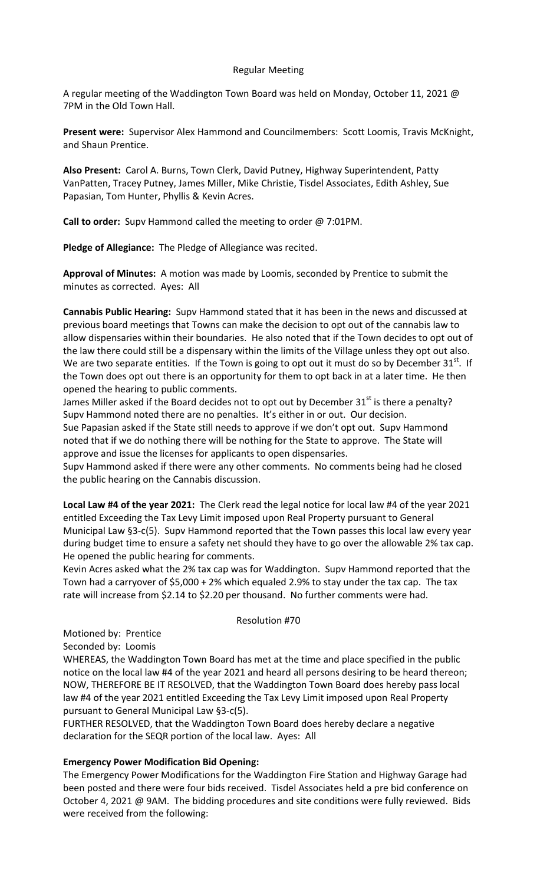Regular Meeting

A regular meeting of the Waddington Town Board was held on Monday, October 11, 2021 @ 7PM in the Old Town Hall.

**Present were:** Supervisor Alex Hammond and Councilmembers: Scott Loomis, Travis McKnight, and Shaun Prentice.

**Also Present:** Carol A. Burns, Town Clerk, David Putney, Highway Superintendent, Patty VanPatten, Tracey Putney, James Miller, Mike Christie, Tisdel Associates, Edith Ashley, Sue Papasian, Tom Hunter, Phyllis & Kevin Acres.

**Call to order:** Supv Hammond called the meeting to order @ 7:01PM.

**Pledge of Allegiance:** The Pledge of Allegiance was recited.

**Approval of Minutes:** A motion was made by Loomis, seconded by Prentice to submit the minutes as corrected. Ayes: All

**Cannabis Public Hearing:** Supv Hammond stated that it has been in the news and discussed at previous board meetings that Towns can make the decision to opt out of the cannabis law to allow dispensaries within their boundaries. He also noted that if the Town decides to opt out of the law there could still be a dispensary within the limits of the Village unless they opt out also. We are two separate entities. If the Town is going to opt out it must do so by December 31st. If the Town does opt out there is an opportunity for them to opt back in at a later time. He then opened the hearing to public comments.

James Miller asked if the Board decides not to opt out by December 31st is there a penalty? Supv Hammond noted there are no penalties. It's either in or out. Our decision.

Sue Papasian asked if the State still needs to approve if we don't opt out. Supv Hammond noted that if we do nothing there will be nothing for the State to approve. The State will approve and issue the licenses for applicants to open dispensaries.

Supv Hammond asked if there were any other comments. No comments being had he closed the public hearing on the Cannabis discussion.

**Local Law #4 of the year 2021:** The Clerk read the legal notice for local law #4 of the year 2021 entitled Exceeding the Tax Levy Limit imposed upon Real Property pursuant to General Municipal Law §3-c(5). Supv Hammond reported that the Town passes this local law every year during budget time to ensure a safety net should they have to go over the allowable 2% tax cap. He opened the public hearing for comments.

Kevin Acres asked what the 2% tax cap was for Waddington. Supv Hammond reported that the Town had a carryover of $5,000 + 2% which equaled 2.9% to stay under the tax cap. The tax rate will increase from $2.14 to $2.20 per thousand. No further comments were had.

Resolution #70

Motioned by: Prentice

Seconded by: Loomis

WHEREAS, the Waddington Town Board has met at the time and place specified in the public notice on the local law #4 of the year 2021 and heard all persons desiring to be heard thereon; NOW, THEREFORE BE IT RESOLVED, that the Waddington Town Board does hereby pass local law #4 of the year 2021 entitled Exceeding the Tax Levy Limit imposed upon Real Property pursuant to General Municipal Law §3-c(5).

FURTHER RESOLVED, that the Waddington Town Board does hereby declare a negative declaration for the SEQR portion of the local law. Ayes: All

**Emergency Power Modification Bid Opening:**

The Emergency Power Modifications for the Waddington Fire Station and Highway Garage had been posted and there were four bids received. Tisdel Associates held a pre bid conference on October 4, 2021 @ 9AM. The bidding procedures and site conditions were fully reviewed. Bids were received from the following: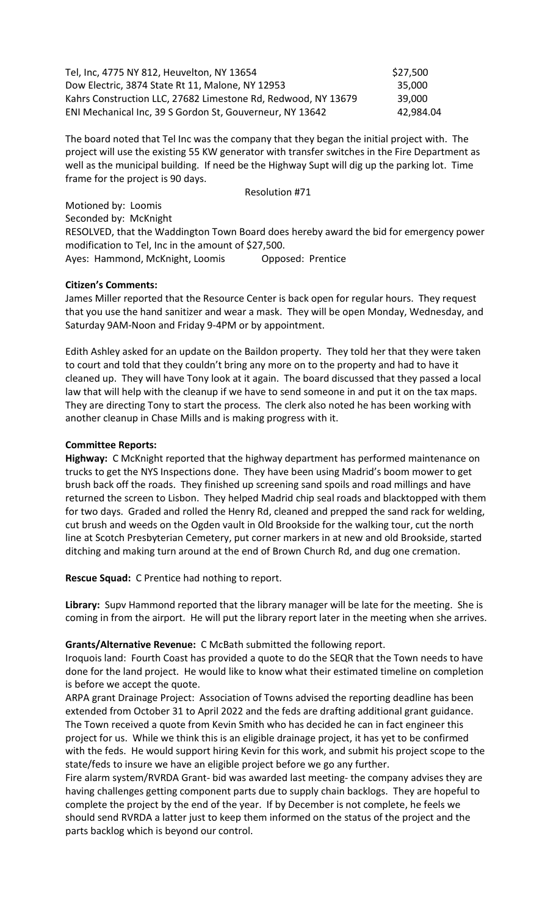| | |
|---|---|
| Tel, Inc, 4775 NY 812, Heuvelton, NY 13654 | $27,500 |
| Dow Electric, 3874 State Rt 11, Malone, NY 12953 | 35,000 |
| Kahrs Construction LLC, 27682 Limestone Rd, Redwood, NY 13679 | 39,000 |
| ENI Mechanical Inc, 39 S Gordon St, Gouverneur, NY 13642 | 42,984.04 |

The board noted that Tel Inc was the company that they began the initial project with. The project will use the existing 55 KW generator with transfer switches in the Fire Department as well as the municipal building. If need be the Highway Supt will dig up the parking lot. Time frame for the project is 90 days.

Resolution #71

Motioned by: Loomis
Seconded by: McKnight
RESOLVED, that the Waddington Town Board does hereby award the bid for emergency power modification to Tel, Inc in the amount of $27,500.
Ayes: Hammond, McKnight, Loomis Opposed: Prentice

**Citizen's Comments:**

James Miller reported that the Resource Center is back open for regular hours. They request that you use the hand sanitizer and wear a mask. They will be open Monday, Wednesday, and Saturday 9AM-Noon and Friday 9-4PM or by appointment.

Edith Ashley asked for an update on the Baildon property. They told her that they were taken to court and told that they couldn't bring any more on to the property and had to have it cleaned up. They will have Tony look at it again. The board discussed that they passed a local law that will help with the cleanup if we have to send someone in and put it on the tax maps. They are directing Tony to start the process. The clerk also noted he has been working with another cleanup in Chase Mills and is making progress with it.

**Committee Reports:**

**Highway:** C McKnight reported that the highway department has performed maintenance on trucks to get the NYS Inspections done. They have been using Madrid's boom mower to get brush back off the roads. They finished up screening sand spoils and road millings and have returned the screen to Lisbon. They helped Madrid chip seal roads and blacktopped with them for two days. Graded and rolled the Henry Rd, cleaned and prepped the sand rack for welding, cut brush and weeds on the Ogden vault in Old Brookside for the walking tour, cut the north line at Scotch Presbyterian Cemetery, put corner markers in at new and old Brookside, started ditching and making turn around at the end of Brown Church Rd, and dug one cremation.

**Rescue Squad:** C Prentice had nothing to report.

**Library:** Supv Hammond reported that the library manager will be late for the meeting. She is coming in from the airport. He will put the library report later in the meeting when she arrives.

**Grants/Alternative Revenue:** C McBath submitted the following report.

Iroquois land: Fourth Coast has provided a quote to do the SEQR that the Town needs to have done for the land project. He would like to know what their estimated timeline on completion is before we accept the quote.

ARPA grant Drainage Project: Association of Towns advised the reporting deadline has been extended from October 31 to April 2022 and the feds are drafting additional grant guidance. The Town received a quote from Kevin Smith who has decided he can in fact engineer this project for us. While we think this is an eligible drainage project, it has yet to be confirmed with the feds. He would support hiring Kevin for this work, and submit his project scope to the state/feds to insure we have an eligible project before we go any further.

Fire alarm system/RVRDA Grant- bid was awarded last meeting- the company advises they are having challenges getting component parts due to supply chain backlogs. They are hopeful to complete the project by the end of the year. If by December is not complete, he feels we should send RVRDA a latter just to keep them informed on the status of the project and the parts backlog which is beyond our control.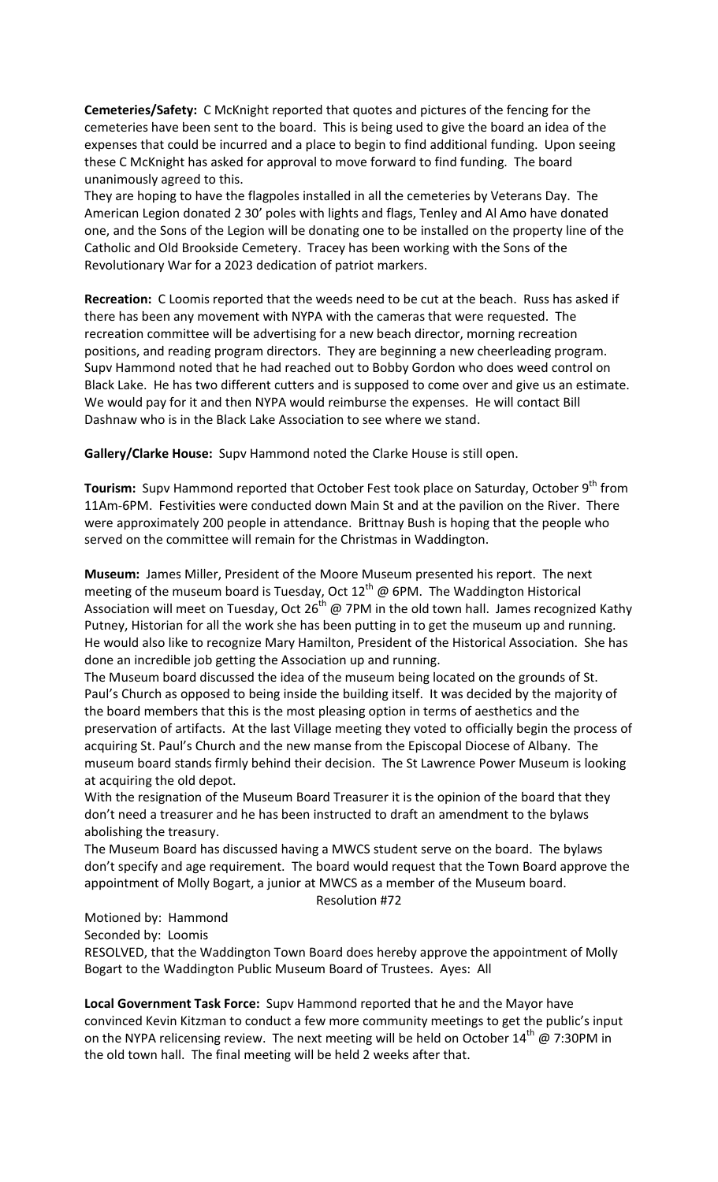**Cemeteries/Safety:** C McKnight reported that quotes and pictures of the fencing for the cemeteries have been sent to the board. This is being used to give the board an idea of the expenses that could be incurred and a place to begin to find additional funding. Upon seeing these C McKnight has asked for approval to move forward to find funding. The board unanimously agreed to this.

They are hoping to have the flagpoles installed in all the cemeteries by Veterans Day. The American Legion donated 2 30' poles with lights and flags, Tenley and Al Amo have donated one, and the Sons of the Legion will be donating one to be installed on the property line of the Catholic and Old Brookside Cemetery. Tracey has been working with the Sons of the Revolutionary War for a 2023 dedication of patriot markers.

**Recreation:** C Loomis reported that the weeds need to be cut at the beach. Russ has asked if there has been any movement with NYPA with the cameras that were requested. The recreation committee will be advertising for a new beach director, morning recreation positions, and reading program directors. They are beginning a new cheerleading program. Supv Hammond noted that he had reached out to Bobby Gordon who does weed control on Black Lake. He has two different cutters and is supposed to come over and give us an estimate. We would pay for it and then NYPA would reimburse the expenses. He will contact Bill Dashnaw who is in the Black Lake Association to see where we stand.

**Gallery/Clarke House:** Supv Hammond noted the Clarke House is still open.

**Tourism:** Supv Hammond reported that October Fest took place on Saturday, October 9th from 11Am-6PM. Festivities were conducted down Main St and at the pavilion on the River. There were approximately 200 people in attendance. Brittnay Bush is hoping that the people who served on the committee will remain for the Christmas in Waddington.

**Museum:** James Miller, President of the Moore Museum presented his report. The next meeting of the museum board is Tuesday, Oct 12th @ 6PM. The Waddington Historical Association will meet on Tuesday, Oct 26th @ 7PM in the old town hall. James recognized Kathy Putney, Historian for all the work she has been putting in to get the museum up and running. He would also like to recognize Mary Hamilton, President of the Historical Association. She has done an incredible job getting the Association up and running.

The Museum board discussed the idea of the museum being located on the grounds of St. Paul's Church as opposed to being inside the building itself. It was decided by the majority of the board members that this is the most pleasing option in terms of aesthetics and the preservation of artifacts. At the last Village meeting they voted to officially begin the process of acquiring St. Paul's Church and the new manse from the Episcopal Diocese of Albany. The museum board stands firmly behind their decision. The St Lawrence Power Museum is looking at acquiring the old depot.

With the resignation of the Museum Board Treasurer it is the opinion of the board that they don't need a treasurer and he has been instructed to draft an amendment to the bylaws abolishing the treasury.

The Museum Board has discussed having a MWCS student serve on the board. The bylaws don't specify and age requirement. The board would request that the Town Board approve the appointment of Molly Bogart, a junior at MWCS as a member of the Museum board.

Resolution #72

Motioned by: Hammond

Seconded by: Loomis

RESOLVED, that the Waddington Town Board does hereby approve the appointment of Molly Bogart to the Waddington Public Museum Board of Trustees. Ayes: All

**Local Government Task Force:** Supv Hammond reported that he and the Mayor have convinced Kevin Kitzman to conduct a few more community meetings to get the public's input on the NYPA relicensing review. The next meeting will be held on October 14th @ 7:30PM in the old town hall. The final meeting will be held 2 weeks after that.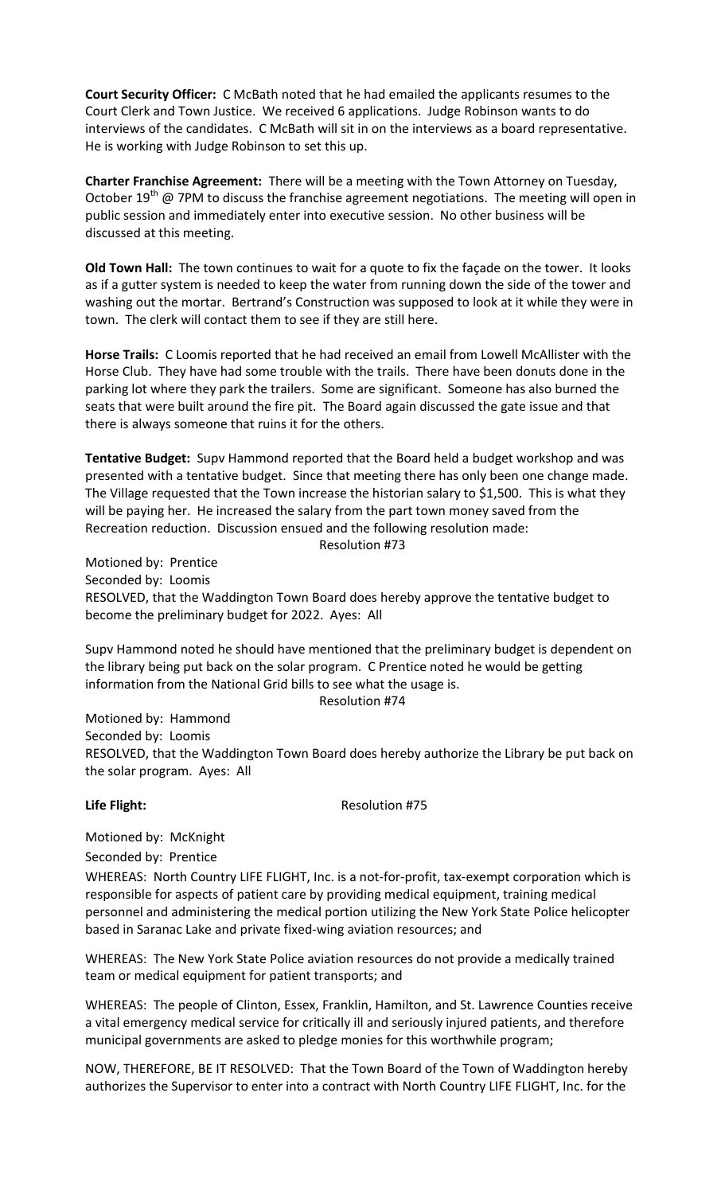**Court Security Officer:** C McBath noted that he had emailed the applicants resumes to the Court Clerk and Town Justice. We received 6 applications. Judge Robinson wants to do interviews of the candidates. C McBath will sit in on the interviews as a board representative. He is working with Judge Robinson to set this up.

**Charter Franchise Agreement:** There will be a meeting with the Town Attorney on Tuesday, October 19th @ 7PM to discuss the franchise agreement negotiations. The meeting will open in public session and immediately enter into executive session. No other business will be discussed at this meeting.

**Old Town Hall:** The town continues to wait for a quote to fix the façade on the tower. It looks as if a gutter system is needed to keep the water from running down the side of the tower and washing out the mortar. Bertrand's Construction was supposed to look at it while they were in town. The clerk will contact them to see if they are still here.

**Horse Trails:** C Loomis reported that he had received an email from Lowell McAllister with the Horse Club. They have had some trouble with the trails. There have been donuts done in the parking lot where they park the trailers. Some are significant. Someone has also burned the seats that were built around the fire pit. The Board again discussed the gate issue and that there is always someone that ruins it for the others.

**Tentative Budget:** Supv Hammond reported that the Board held a budget workshop and was presented with a tentative budget. Since that meeting there has only been one change made. The Village requested that the Town increase the historian salary to $1,500. This is what they will be paying her. He increased the salary from the part town money saved from the Recreation reduction. Discussion ensued and the following resolution made:

Resolution #73

Motioned by: Prentice
Seconded by: Loomis
RESOLVED, that the Waddington Town Board does hereby approve the tentative budget to become the preliminary budget for 2022. Ayes: All

Supv Hammond noted he should have mentioned that the preliminary budget is dependent on the library being put back on the solar program. C Prentice noted he would be getting information from the National Grid bills to see what the usage is.

Resolution #74

Motioned by: Hammond
Seconded by: Loomis
RESOLVED, that the Waddington Town Board does hereby authorize the Library be put back on the solar program. Ayes: All

**Life Flight:** Resolution #75

Motioned by: McKnight
Seconded by: Prentice

WHEREAS: North Country LIFE FLIGHT, Inc. is a not-for-profit, tax-exempt corporation which is responsible for aspects of patient care by providing medical equipment, training medical personnel and administering the medical portion utilizing the New York State Police helicopter based in Saranac Lake and private fixed-wing aviation resources; and

WHEREAS: The New York State Police aviation resources do not provide a medically trained team or medical equipment for patient transports; and

WHEREAS: The people of Clinton, Essex, Franklin, Hamilton, and St. Lawrence Counties receive a vital emergency medical service for critically ill and seriously injured patients, and therefore municipal governments are asked to pledge monies for this worthwhile program;

NOW, THEREFORE, BE IT RESOLVED: That the Town Board of the Town of Waddington hereby authorizes the Supervisor to enter into a contract with North Country LIFE FLIGHT, Inc. for the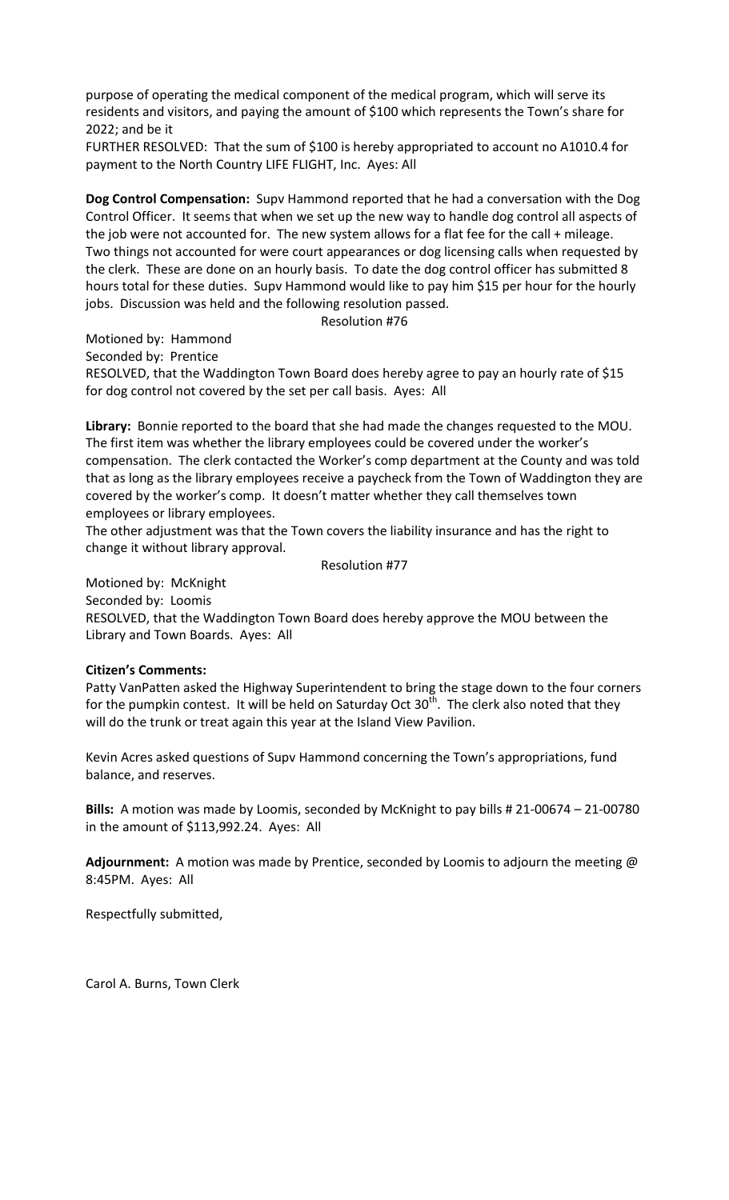purpose of operating the medical component of the medical program, which will serve its residents and visitors, and paying the amount of $100 which represents the Town's share for 2022; and be it

FURTHER RESOLVED: That the sum of $100 is hereby appropriated to account no A1010.4 for payment to the North Country LIFE FLIGHT, Inc. Ayes: All

**Dog Control Compensation:** Supv Hammond reported that he had a conversation with the Dog Control Officer. It seems that when we set up the new way to handle dog control all aspects of the job were not accounted for. The new system allows for a flat fee for the call + mileage. Two things not accounted for were court appearances or dog licensing calls when requested by the clerk. These are done on an hourly basis. To date the dog control officer has submitted 8 hours total for these duties. Supv Hammond would like to pay him $15 per hour for the hourly jobs. Discussion was held and the following resolution passed.

Resolution #76

Motioned by: Hammond

Seconded by: Prentice

RESOLVED, that the Waddington Town Board does hereby agree to pay an hourly rate of $15 for dog control not covered by the set per call basis. Ayes: All

**Library:** Bonnie reported to the board that she had made the changes requested to the MOU. The first item was whether the library employees could be covered under the worker's compensation. The clerk contacted the Worker's comp department at the County and was told that as long as the library employees receive a paycheck from the Town of Waddington they are covered by the worker's comp. It doesn't matter whether they call themselves town employees or library employees.

The other adjustment was that the Town covers the liability insurance and has the right to change it without library approval.

Resolution #77

Motioned by: McKnight

Seconded by: Loomis

RESOLVED, that the Waddington Town Board does hereby approve the MOU between the Library and Town Boards. Ayes: All

**Citizen's Comments:**

Patty VanPatten asked the Highway Superintendent to bring the stage down to the four corners for the pumpkin contest. It will be held on Saturday Oct 30th. The clerk also noted that they will do the trunk or treat again this year at the Island View Pavilion.

Kevin Acres asked questions of Supv Hammond concerning the Town's appropriations, fund balance, and reserves.

**Bills:** A motion was made by Loomis, seconded by McKnight to pay bills # 21-00674 – 21-00780 in the amount of $113,992.24. Ayes: All

**Adjournment:** A motion was made by Prentice, seconded by Loomis to adjourn the meeting @ 8:45PM. Ayes: All

Respectfully submitted,

Carol A. Burns, Town Clerk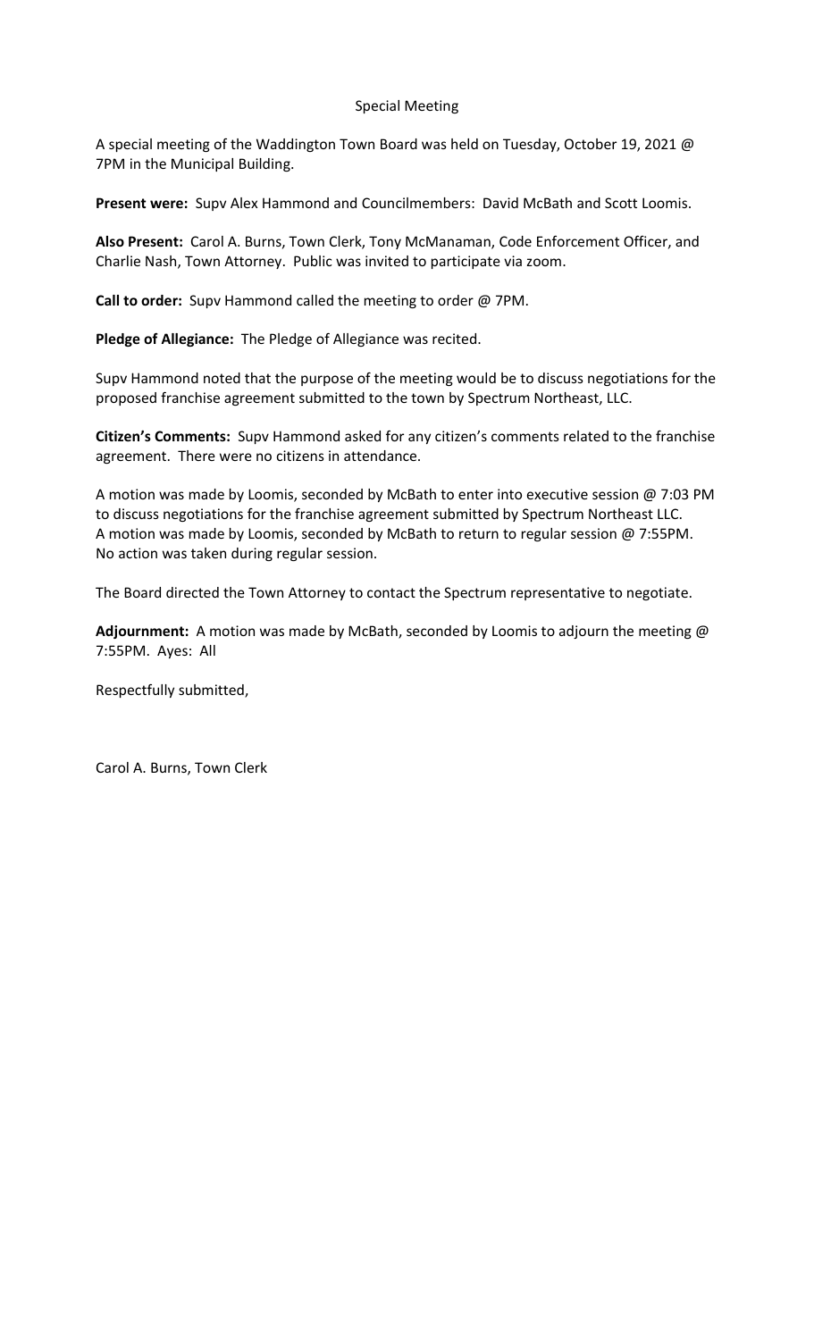Special Meeting

A special meeting of the Waddington Town Board was held on Tuesday, October 19, 2021 @ 7PM in the Municipal Building.

**Present were:** Supv Alex Hammond and Councilmembers: David McBath and Scott Loomis.

**Also Present:** Carol A. Burns, Town Clerk, Tony McManaman, Code Enforcement Officer, and Charlie Nash, Town Attorney. Public was invited to participate via zoom.

**Call to order:** Supv Hammond called the meeting to order @ 7PM.

**Pledge of Allegiance:** The Pledge of Allegiance was recited.

Supv Hammond noted that the purpose of the meeting would be to discuss negotiations for the proposed franchise agreement submitted to the town by Spectrum Northeast, LLC.

**Citizen's Comments:** Supv Hammond asked for any citizen's comments related to the franchise agreement. There were no citizens in attendance.

A motion was made by Loomis, seconded by McBath to enter into executive session @ 7:03 PM to discuss negotiations for the franchise agreement submitted by Spectrum Northeast LLC. A motion was made by Loomis, seconded by McBath to return to regular session @ 7:55PM. No action was taken during regular session.

The Board directed the Town Attorney to contact the Spectrum representative to negotiate.

**Adjournment:** A motion was made by McBath, seconded by Loomis to adjourn the meeting @ 7:55PM. Ayes: All

Respectfully submitted,

Carol A. Burns, Town Clerk